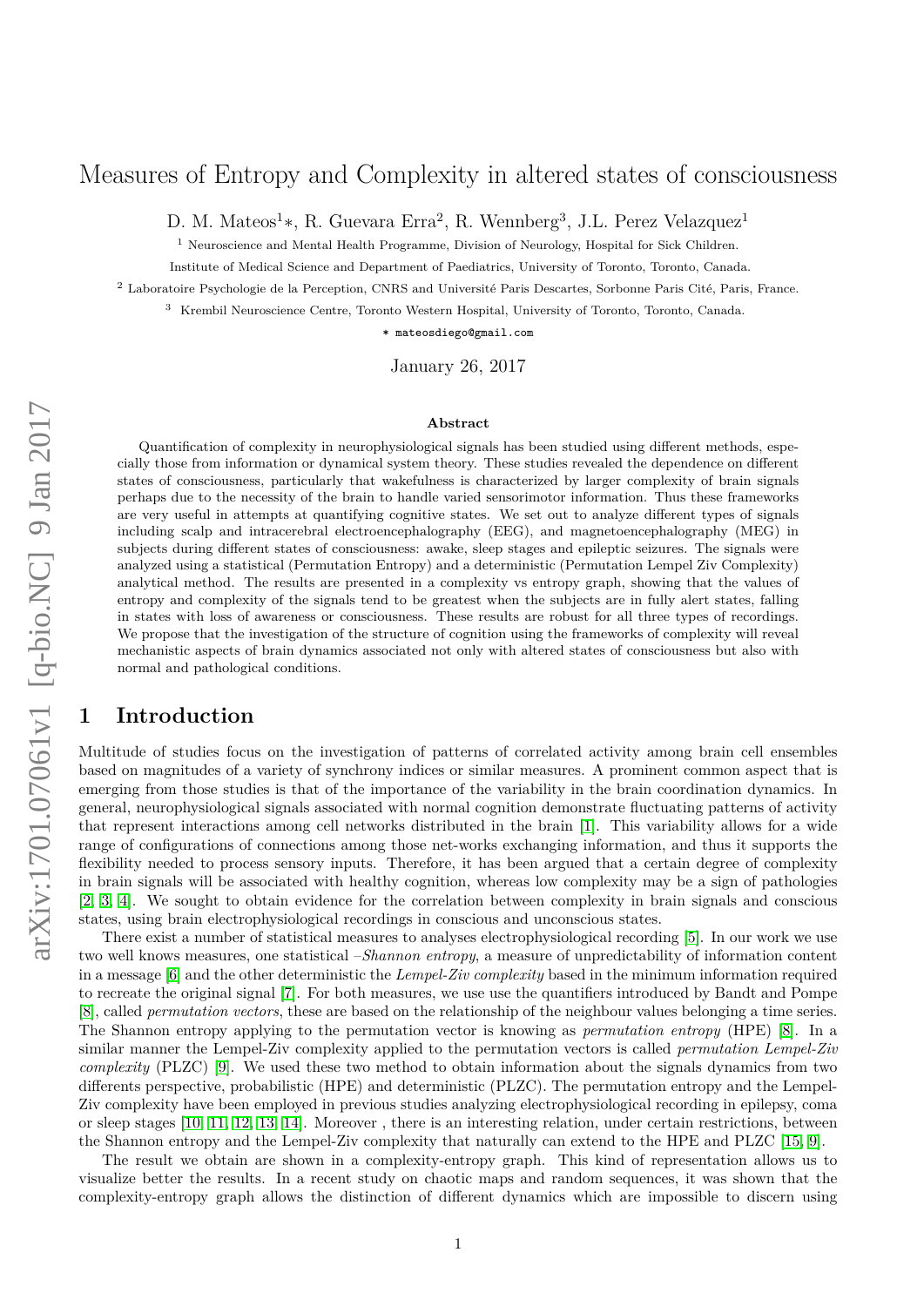# Measures of Entropy and Complexity in altered states of consciousness

D. M. Mateos[1]*, R. Guevara Erra[2], R. Wennberg[3], J.L. Perez Velazquez[1]

[1] Neuroscience and Mental Health Programme, Division of Neurology, Hospital for Sick Children.

Institute of Medical Science and Department of Paediatrics, University of Toronto, Toronto, Canada.

[2] Laboratoire Psychologie de la Perception, CNRS and Université Paris Descartes, Sorbonne Paris Cité, Paris, France.

[3] Krembil Neuroscience Centre, Toronto Western Hospital, University of Toronto, Toronto, Canada.

* mateosdiego@gmail.com

January 26, 2017

## Abstract

Quantification of complexity in neurophysiological signals has been studied using different methods, especially those from information or dynamical system theory. These studies revealed the dependence on different states of consciousness, particularly that wakefulness is characterized by larger complexity of brain signals perhaps due to the necessity of the brain to handle varied sensorimotor information. Thus these frameworks are very useful in attempts at quantifying cognitive states. We set out to analyze different types of signals including scalp and intracerebral electroencephalography (EEG), and magnetoencephalography (MEG) in subjects during different states of consciousness: awake, sleep stages and epileptic seizures. The signals were analyzed using a statistical (Permutation Entropy) and a deterministic (Permutation Lempel Ziv Complexity) analytical method. The results are presented in a complexity vs entropy graph, showing that the values of entropy and complexity of the signals tend to be greatest when the subjects are in fully alert states, falling in states with loss of awareness or consciousness. These results are robust for all three types of recordings. We propose that the investigation of the structure of cognition using the frameworks of complexity will reveal mechanistic aspects of brain dynamics associated not only with altered states of consciousness but also with normal and pathological conditions.

## 1 Introduction

Multitude of studies focus on the investigation of patterns of correlated activity among brain cell ensembles based on magnitudes of a variety of synchrony indices or similar measures. A prominent common aspect that is emerging from those studies is that of the importance of the variability in the brain coordination dynamics. In general, neurophysiological signals associated with normal cognition demonstrate fluctuating patterns of activity that represent interactions among cell networks distributed in the brain [1]. This variability allows for a wide range of configurations of connections among those net-works exchanging information, and thus it supports the flexibility needed to process sensory inputs. Therefore, it has been argued that a certain degree of complexity in brain signals will be associated with healthy cognition, whereas low complexity may be a sign of pathologies [2, 3, 4]. We sought to obtain evidence for the correlation between complexity in brain signals and conscious states, using brain electrophysiological recordings in conscious and unconscious states.

There exist a number of statistical measures to analyses electrophysiological recording [5]. In our work we use two well knows measures, one statistical –*Shannon entropy*, a measure of unpredictability of information content in a message [6] and the other deterministic the *Lempel-Ziv complexity* based in the minimum information required to recreate the original signal [7]. For both measures, we use use the quantifiers introduced by Bandt and Pompe [8], called *permutation vectors*, these are based on the relationship of the neighbour values belonging a time series. The Shannon entropy applying to the permutation vector is knowing as *permutation entropy* (HPE) [8]. In a similar manner the Lempel-Ziv complexity applied to the permutation vectors is called *permutation Lempel-Ziv complexity* (PLZC) [9]. We used these two method to obtain information about the signals dynamics from two differents perspective, probabilistic (HPE) and deterministic (PLZC). The permutation entropy and the Lempel-Ziv complexity have been employed in previous studies analyzing electrophysiological recording in epilepsy, coma or sleep stages [10, 11, 12, 13, 14]. Moreover , there is an interesting relation, under certain restrictions, between the Shannon entropy and the Lempel-Ziv complexity that naturally can extend to the HPE and PLZC [15, 9].

The result we obtain are shown in a complexity-entropy graph. This kind of representation allows us to visualize better the results. In a recent study on chaotic maps and random sequences, it was shown that the complexity-entropy graph allows the distinction of different dynamics which are impossible to discern using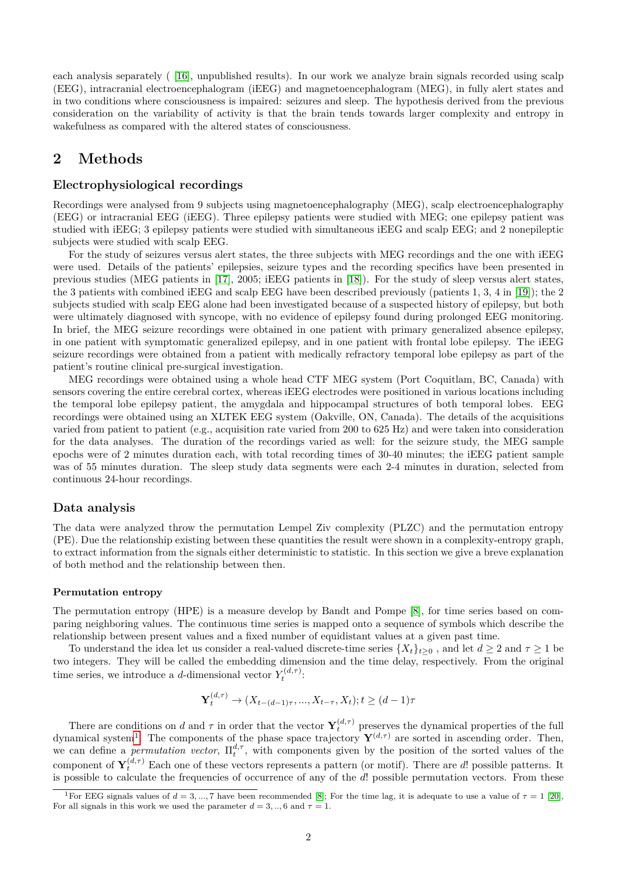each analysis separately ( [16], unpublished results). In our work we analyze brain signals recorded using scalp (EEG), intracranial electroencephalogram (iEEG) and magnetoencephalogram (MEG), in fully alert states and in two conditions where consciousness is impaired: seizures and sleep. The hypothesis derived from the previous consideration on the variability of activity is that the brain tends towards larger complexity and entropy in wakefulness as compared with the altered states of consciousness.

# 2 Methods

## Electrophysiological recordings

Recordings were analysed from 9 subjects using magnetoencephalography (MEG), scalp electroencephalography (EEG) or intracranial EEG (iEEG). Three epilepsy patients were studied with MEG; one epilepsy patient was studied with iEEG; 3 epilepsy patients were studied with simultaneous iEEG and scalp EEG; and 2 nonepileptic subjects were studied with scalp EEG.

For the study of seizures versus alert states, the three subjects with MEG recordings and the one with iEEG were used. Details of the patients' epilepsies, seizure types and the recording specifics have been presented in previous studies (MEG patients in [17], 2005; iEEG patients in [18]). For the study of sleep versus alert states, the 3 patients with combined iEEG and scalp EEG have been described previously (patients 1, 3, 4 in [19]); the 2 subjects studied with scalp EEG alone had been investigated because of a suspected history of epilepsy, but both were ultimately diagnosed with syncope, with no evidence of epilepsy found during prolonged EEG monitoring. In brief, the MEG seizure recordings were obtained in one patient with primary generalized absence epilepsy, in one patient with symptomatic generalized epilepsy, and in one patient with frontal lobe epilepsy. The iEEG seizure recordings were obtained from a patient with medically refractory temporal lobe epilepsy as part of the patient's routine clinical pre-surgical investigation.

MEG recordings were obtained using a whole head CTF MEG system (Port Coquitlam, BC, Canada) with sensors covering the entire cerebral cortex, whereas iEEG electrodes were positioned in various locations including the temporal lobe epilepsy patient, the amygdala and hippocampal structures of both temporal lobes. EEG recordings were obtained using an XLTEK EEG system (Oakville, ON, Canada). The details of the acquisitions varied from patient to patient (e.g., acquisition rate varied from 200 to 625 Hz) and were taken into consideration for the data analyses. The duration of the recordings varied as well: for the seizure study, the MEG sample epochs were of 2 minutes duration each, with total recording times of 30-40 minutes; the iEEG patient sample was of 55 minutes duration. The sleep study data segments were each 2-4 minutes in duration, selected from continuous 24-hour recordings.

## Data analysis

The data were analyzed throw the permutation Lempel Ziv complexity (PLZC) and the permutation entropy (PE). Due the relationship existing between these quantities the result were shown in a complexity-entropy graph, to extract information from the signals either deterministic to statistic. In this section we give a breve explanation of both method and the relationship between then.

### Permutation entropy

The permutation entropy (HPE) is a measure develop by Bandt and Pompe [8], for time series based on comparing neighboring values. The continuous time series is mapped onto a sequence of symbols which describe the relationship between present values and a fixed number of equidistant values at a given past time.

To understand the idea let us consider a real-valued discrete-time series $\{X_t\}_{t\geq 0}$ , and let $d \geq 2$ and $\tau \geq 1$ be two integers. They will be called the embedding dimension and the time delay, respectively. From the original time series, we introduce a $d$-dimensional vector $Y_t^{(d,\tau)}$:

$$\mathbf{Y}_t^{(d,\tau)} \rightarrow (X_{t-(d-1)\tau}, ..., X_{t-\tau}, X_t); t \geq (d-1)\tau$$

There are conditions on $d$ and $\tau$ in order that the vector $\mathbf{Y}_t^{(d,\tau)}$ preserves the dynamical properties of the full dynamical system[1]. The components of the phase space trajectory $\mathbf{Y}^{(d,\tau)}$ are sorted in ascending order. Then, we can define a *permutation vector*, $\Pi_t^{d,\tau}$, with components given by the position of the sorted values of the component of $\mathbf{Y}_t^{(d,\tau)}$ Each one of these vectors represents a pattern (or motif). There are $d!$ possible patterns. It is possible to calculate the frequencies of occurrence of any of the $d!$ possible permutation vectors. From these

[1] For EEG signals values of $d = 3, ..., 7$ have been recommended [8]; For the time lag, it is adequate to use a value of $\tau = 1$ [20], For all signals in this work we used the parameter $d = 3, .., 6$ and $\tau = 1$.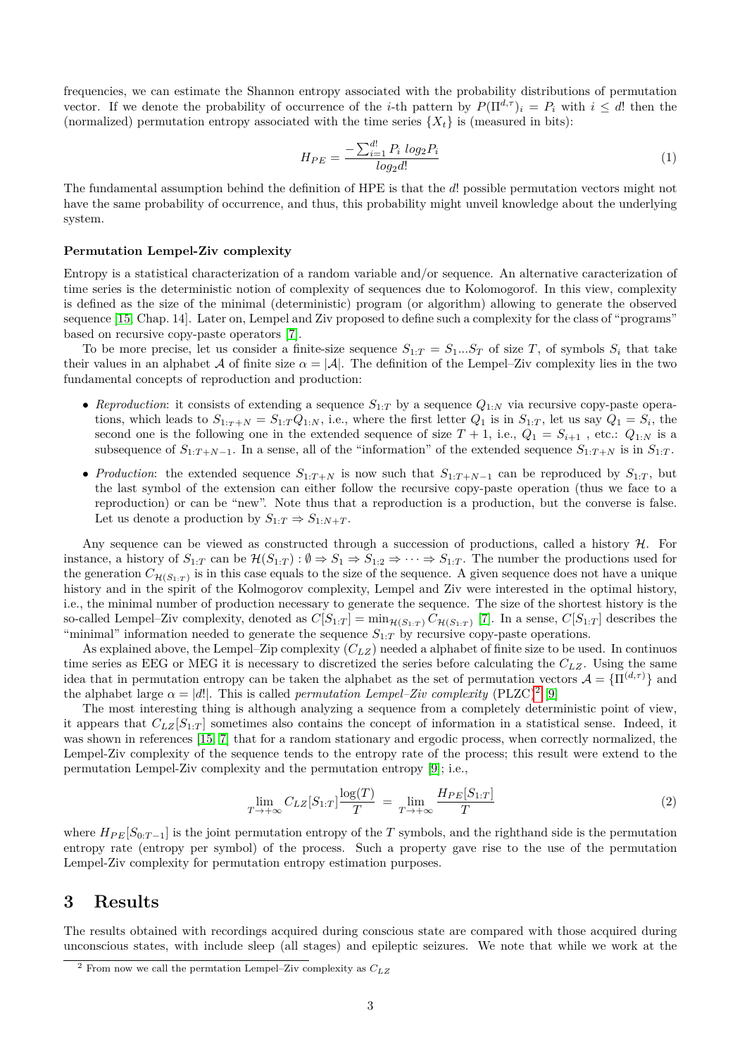frequencies, we can estimate the Shannon entropy associated with the probability distributions of permutation vector. If we denote the probability of occurrence of the $i$-th pattern by $P(\Pi^{d,\tau})_i = P_i$ with $i \leq d!$ then the (normalized) permutation entropy associated with the time series $\{X_t\}$ is (measured in bits):

$$H_{PE} = \frac{-\sum_{i=1}^{d!} P_i \ log_2 P_i}{log_2 d!} \tag{1}$$

The fundamental assumption behind the definition of HPE is that the $d!$ possible permutation vectors might not have the same probability of occurrence, and thus, this probability might unveil knowledge about the underlying system.

### Permutation Lempel-Ziv complexity

Entropy is a statistical characterization of a random variable and/or sequence. An alternative caracterization of time series is the deterministic notion of complexity of sequences due to Kolomogorof. In this view, complexity is defined as the size of the minimal (deterministic) program (or algorithm) allowing to generate the observed sequence [15, Chap. 14]. Later on, Lempel and Ziv proposed to define such a complexity for the class of "programs" based on recursive copy-paste operators [7].

To be more precise, let us consider a finite-size sequence $S_{1:T} = S_1 ... S_T$ of size $T$, of symbols $S_i$ that take their values in an alphabet $\mathcal{A}$ of finite size $\alpha = |\mathcal{A}|$. The definition of the Lempel–Ziv complexity lies in the two fundamental concepts of reproduction and production:

- *Reproduction*: it consists of extending a sequence $S_{1:T}$ by a sequence $Q_{1:N}$ via recursive copy-paste operations, which leads to $S_{1:T+N} = S_{1:T} Q_{1:N}$, i.e., where the first letter $Q_1$ is in $S_{1:T}$, let us say $Q_1 = S_i$, the second one is the following one in the extended sequence of size $T+1$, i.e., $Q_1 = S_{i+1}$ , etc.: $Q_{1:N}$ is a subsequence of $S_{1:T+N-1}$. In a sense, all of the "information" of the extended sequence $S_{1:T+N}$ is in $S_{1:T}$.
- *Production*: the extended sequence $S_{1:T+N}$ is now such that $S_{1:T+N-1}$ can be reproduced by $S_{1:T}$, but the last symbol of the extension can either follow the recursive copy-paste operation (thus we face to a reproduction) or can be "new". Note thus that a reproduction is a production, but the converse is false. Let us denote a production by $S_{1:T} \Rightarrow S_{1:N+T}$.

Any sequence can be viewed as constructed through a succession of productions, called a history $\mathcal{H}$. For instance, a history of $S_{1:T}$ can be $\mathcal{H}(S_{1:T}) : \emptyset \Rightarrow S_1 \Rightarrow S_{1:2} \Rightarrow \cdots \Rightarrow S_{1:T}$. The number the productions used for the generation $C_{\mathcal{H}(S_{1:T})}$ is in this case equals to the size of the sequence. A given sequence does not have a unique history and in the spirit of the Kolmogorov complexity, Lempel and Ziv were interested in the optimal history, i.e., the minimal number of production necessary to generate the sequence. The size of the shortest history is the so-called Lempel–Ziv complexity, denoted as $C[S_{1:T}] = \min_{\mathcal{H}(S_{1:T})} C_{\mathcal{H}(S_{1:T})}$ [7]. In a sense, $C[S_{1:T}]$ describes the "minimal" information needed to generate the sequence $S_{1:T}$ by recursive copy-paste operations.

As explained above, the Lempel–Zip complexity ($C_{LZ}$) needed a alphabet of finite size to be used. In continuos time series as EEG or MEG it is necessary to discretized the series before calculating the $C_{LZ}$. Using the same idea that in permutation entropy can be taken the alphabet as the set of permutation vectors $\mathcal{A} = \{\Pi^{(d,\tau)}\}$ and the alphabet large $\alpha = |d!|$. This is called *permutation Lempel–Ziv complexity* (PLZC)[2] [9]

The most interesting thing is although analyzing a sequence from a completely deterministic point of view, it appears that $C_{LZ}[S_{1:T}]$ sometimes also contains the concept of information in a statistical sense. Indeed, it was shown in references [15, 7] that for a random stationary and ergodic process, when correctly normalized, the Lempel-Ziv complexity of the sequence tends to the entropy rate of the process; this result were extend to the permutation Lempel-Ziv complexity and the permutation entropy [9]; i.e.,

$$\lim_{T \to +\infty} C_{LZ}[S_{1:T}] \frac{\log(T)}{T} \ = \ \lim_{T \to +\infty} \frac{H_{PE}[S_{1:T}]}{T} \tag{2}$$

where $H_{PE}[S_{0:T-1}]$ is the joint permutation entropy of the $T$ symbols, and the righthand side is the permutation entropy rate (entropy per symbol) of the process. Such a property gave rise to the use of the permutation Lempel-Ziv complexity for permutation entropy estimation purposes.

## 3 Results

The results obtained with recordings acquired during conscious state are compared with those acquired during unconscious states, with include sleep (all stages) and epileptic seizures. We note that while we work at the

[2] From now we call the permtation Lempel–Ziv complexity as $C_{LZ}$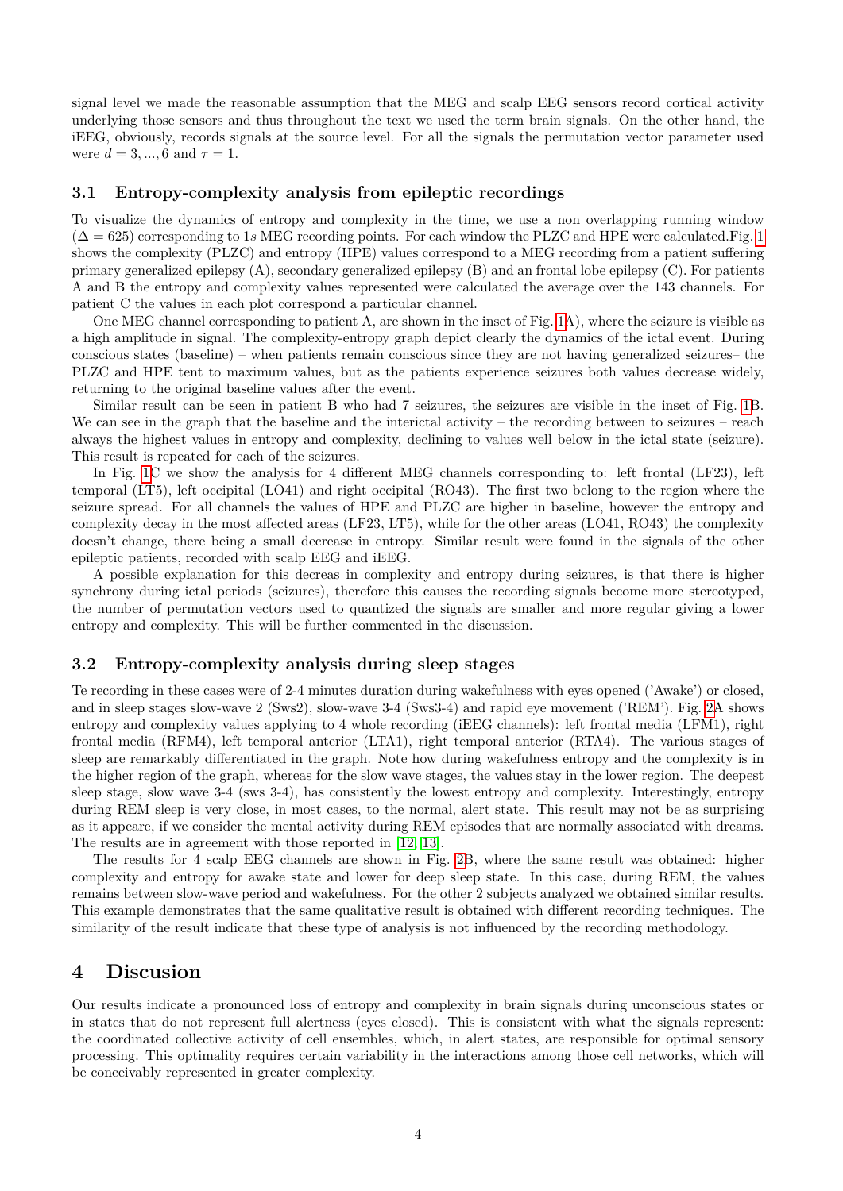signal level we made the reasonable assumption that the MEG and scalp EEG sensors record cortical activity underlying those sensors and thus throughout the text we used the term brain signals. On the other hand, the iEEG, obviously, records signals at the source level. For all the signals the permutation vector parameter used were $d = 3, ..., 6$ and $\tau = 1$.

### 3.1 Entropy-complexity analysis from epileptic recordings

To visualize the dynamics of entropy and complexity in the time, we use a non overlapping running window ($\Delta = 625$) corresponding to $1s$ MEG recording points. For each window the PLZC and HPE were calculated.Fig. 1 shows the complexity (PLZC) and entropy (HPE) values correspond to a MEG recording from a patient suffering primary generalized epilepsy (A), secondary generalized epilepsy (B) and an frontal lobe epilepsy (C). For patients A and B the entropy and complexity values represented were calculated the average over the 143 channels. For patient C the values in each plot correspond a particular channel.

One MEG channel corresponding to patient A, are shown in the inset of Fig. 1A), where the seizure is visible as a high amplitude in signal. The complexity-entropy graph depict clearly the dynamics of the ictal event. During conscious states (baseline) – when patients remain conscious since they are not having generalized seizures– the PLZC and HPE tent to maximum values, but as the patients experience seizures both values decrease widely, returning to the original baseline values after the event.

Similar result can be seen in patient B who had 7 seizures, the seizures are visible in the inset of Fig. 1B. We can see in the graph that the baseline and the interictal activity – the recording between to seizures – reach always the highest values in entropy and complexity, declining to values well below in the ictal state (seizure). This result is repeated for each of the seizures.

In Fig. 1C we show the analysis for 4 different MEG channels corresponding to: left frontal (LF23), left temporal (LT5), left occipital (LO41) and right occipital (RO43). The first two belong to the region where the seizure spread. For all channels the values of HPE and PLZC are higher in baseline, however the entropy and complexity decay in the most affected areas (LF23, LT5), while for the other areas (LO41, RO43) the complexity doesn't change, there being a small decrease in entropy. Similar result were found in the signals of the other epileptic patients, recorded with scalp EEG and iEEG.

A possible explanation for this decreas in complexity and entropy during seizures, is that there is higher synchrony during ictal periods (seizures), therefore this causes the recording signals become more stereotyped, the number of permutation vectors used to quantized the signals are smaller and more regular giving a lower entropy and complexity. This will be further commented in the discussion.

### 3.2 Entropy-complexity analysis during sleep stages

Te recording in these cases were of 2-4 minutes duration during wakefulness with eyes opened ('Awake') or closed, and in sleep stages slow-wave 2 (Sws2), slow-wave 3-4 (Sws3-4) and rapid eye movement ('REM'). Fig. 2A shows entropy and complexity values applying to 4 whole recording (iEEG channels): left frontal media (LFM1), right frontal media (RFM4), left temporal anterior (LTA1), right temporal anterior (RTA4). The various stages of sleep are remarkably differentiated in the graph. Note how during wakefulness entropy and the complexity is in the higher region of the graph, whereas for the slow wave stages, the values stay in the lower region. The deepest sleep stage, slow wave 3-4 (sws 3-4), has consistently the lowest entropy and complexity. Interestingly, entropy during REM sleep is very close, in most cases, to the normal, alert state. This result may not be as surprising as it appeare, if we consider the mental activity during REM episodes that are normally associated with dreams. The results are in agreement with those reported in [12, 13].

The results for 4 scalp EEG channels are shown in Fig. 2B, where the same result was obtained: higher complexity and entropy for awake state and lower for deep sleep state. In this case, during REM, the values remains between slow-wave period and wakefulness. For the other 2 subjects analyzed we obtained similar results. This example demonstrates that the same qualitative result is obtained with different recording techniques. The similarity of the result indicate that these type of analysis is not influenced by the recording methodology.

## 4 Discusion

Our results indicate a pronounced loss of entropy and complexity in brain signals during unconscious states or in states that do not represent full alertness (eyes closed). This is consistent with what the signals represent: the coordinated collective activity of cell ensembles, which, in alert states, are responsible for optimal sensory processing. This optimality requires certain variability in the interactions among those cell networks, which will be conceivably represented in greater complexity.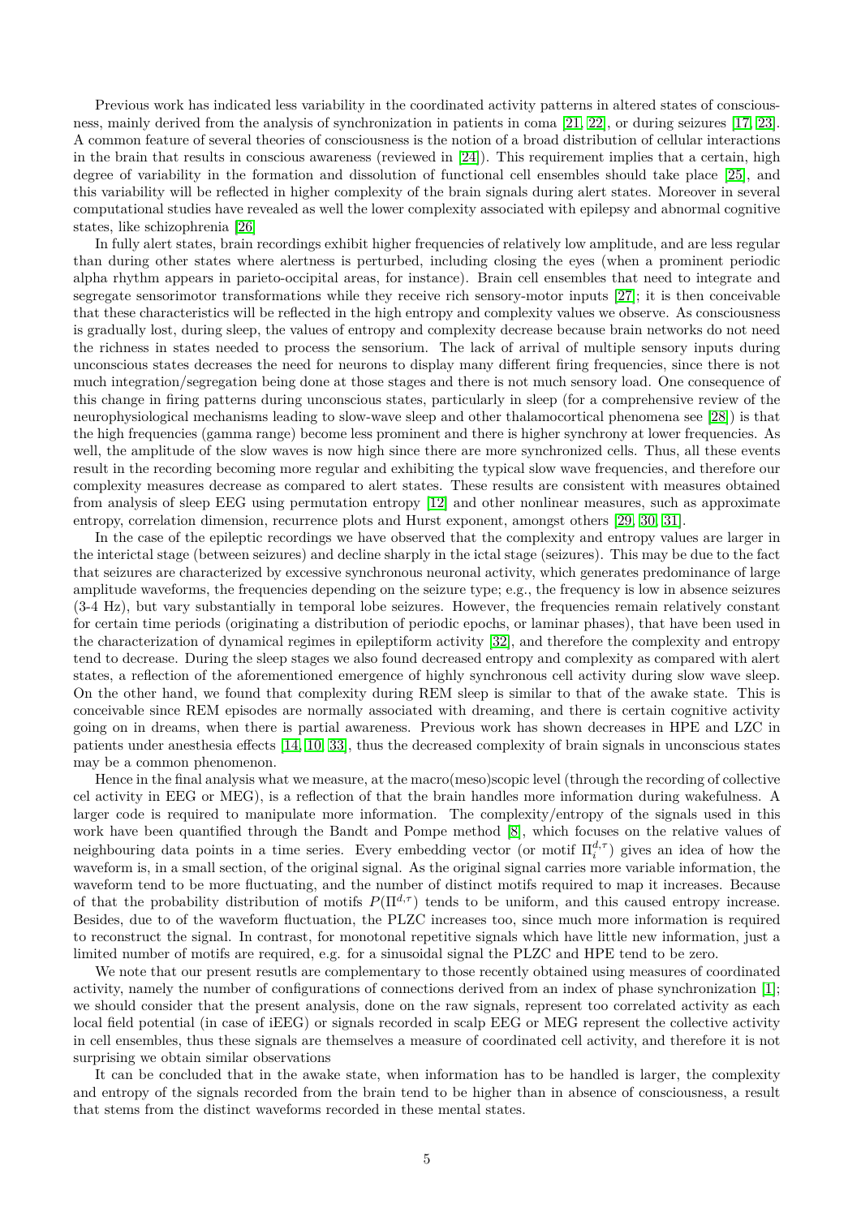Previous work has indicated less variability in the coordinated activity patterns in altered states of consciousness, mainly derived from the analysis of synchronization in patients in coma [21, 22], or during seizures [17, 23]. A common feature of several theories of consciousness is the notion of a broad distribution of cellular interactions in the brain that results in conscious awareness (reviewed in [24]). This requirement implies that a certain, high degree of variability in the formation and dissolution of functional cell ensembles should take place [25], and this variability will be reflected in higher complexity of the brain signals during alert states. Moreover in several computational studies have revealed as well the lower complexity associated with epilepsy and abnormal cognitive states, like schizophrenia [26]

In fully alert states, brain recordings exhibit higher frequencies of relatively low amplitude, and are less regular than during other states where alertness is perturbed, including closing the eyes (when a prominent periodic alpha rhythm appears in parieto-occipital areas, for instance). Brain cell ensembles that need to integrate and segregate sensorimotor transformations while they receive rich sensory-motor inputs [27]; it is then conceivable that these characteristics will be reflected in the high entropy and complexity values we observe. As consciousness is gradually lost, during sleep, the values of entropy and complexity decrease because brain networks do not need the richness in states needed to process the sensorium. The lack of arrival of multiple sensory inputs during unconscious states decreases the need for neurons to display many different firing frequencies, since there is not much integration/segregation being done at those stages and there is not much sensory load. One consequence of this change in firing patterns during unconscious states, particularly in sleep (for a comprehensive review of the neurophysiological mechanisms leading to slow-wave sleep and other thalamocortical phenomena see [28]) is that the high frequencies (gamma range) become less prominent and there is higher synchrony at lower frequencies. As well, the amplitude of the slow waves is now high since there are more synchronized cells. Thus, all these events result in the recording becoming more regular and exhibiting the typical slow wave frequencies, and therefore our complexity measures decrease as compared to alert states. These results are consistent with measures obtained from analysis of sleep EEG using permutation entropy [12] and other nonlinear measures, such as approximate entropy, correlation dimension, recurrence plots and Hurst exponent, amongst others [29, 30, 31].

In the case of the epileptic recordings we have observed that the complexity and entropy values are larger in the interictal stage (between seizures) and decline sharply in the ictal stage (seizures). This may be due to the fact that seizures are characterized by excessive synchronous neuronal activity, which generates predominance of large amplitude waveforms, the frequencies depending on the seizure type; e.g., the frequency is low in absence seizures (3-4 Hz), but vary substantially in temporal lobe seizures. However, the frequencies remain relatively constant for certain time periods (originating a distribution of periodic epochs, or laminar phases), that have been used in the characterization of dynamical regimes in epileptiform activity [32], and therefore the complexity and entropy tend to decrease. During the sleep stages we also found decreased entropy and complexity as compared with alert states, a reflection of the aforementioned emergence of highly synchronous cell activity during slow wave sleep. On the other hand, we found that complexity during REM sleep is similar to that of the awake state. This is conceivable since REM episodes are normally associated with dreaming, and there is certain cognitive activity going on in dreams, when there is partial awareness. Previous work has shown decreases in HPE and LZC in patients under anesthesia effects [14, 10, 33], thus the decreased complexity of brain signals in unconscious states may be a common phenomenon.

Hence in the final analysis what we measure, at the macro(meso)scopic level (through the recording of collective cel activity in EEG or MEG), is a reflection of that the brain handles more information during wakefulness. A larger code is required to manipulate more information. The complexity/entropy of the signals used in this work have been quantified through the Bandt and Pompe method [8], which focuses on the relative values of neighbouring data points in a time series. Every embedding vector (or motif $\Pi_i^{d,\tau}$) gives an idea of how the waveform is, in a small section, of the original signal. As the original signal carries more variable information, the waveform tend to be more fluctuating, and the number of distinct motifs required to map it increases. Because of that the probability distribution of motifs $P(\Pi^{d,\tau})$ tends to be uniform, and this caused entropy increase. Besides, due to of the waveform fluctuation, the PLZC increases too, since much more information is required to reconstruct the signal. In contrast, for monotonal repetitive signals which have little new information, just a limited number of motifs are required, e.g. for a sinusoidal signal the PLZC and HPE tend to be zero.

We note that our present resutls are complementary to those recently obtained using measures of coordinated activity, namely the number of configurations of connections derived from an index of phase synchronization [1]; we should consider that the present analysis, done on the raw signals, represent too correlated activity as each local field potential (in case of iEEG) or signals recorded in scalp EEG or MEG represent the collective activity in cell ensembles, thus these signals are themselves a measure of coordinated cell activity, and therefore it is not surprising we obtain similar observations

It can be concluded that in the awake state, when information has to be handled is larger, the complexity and entropy of the signals recorded from the brain tend to be higher than in absence of consciousness, a result that stems from the distinct waveforms recorded in these mental states.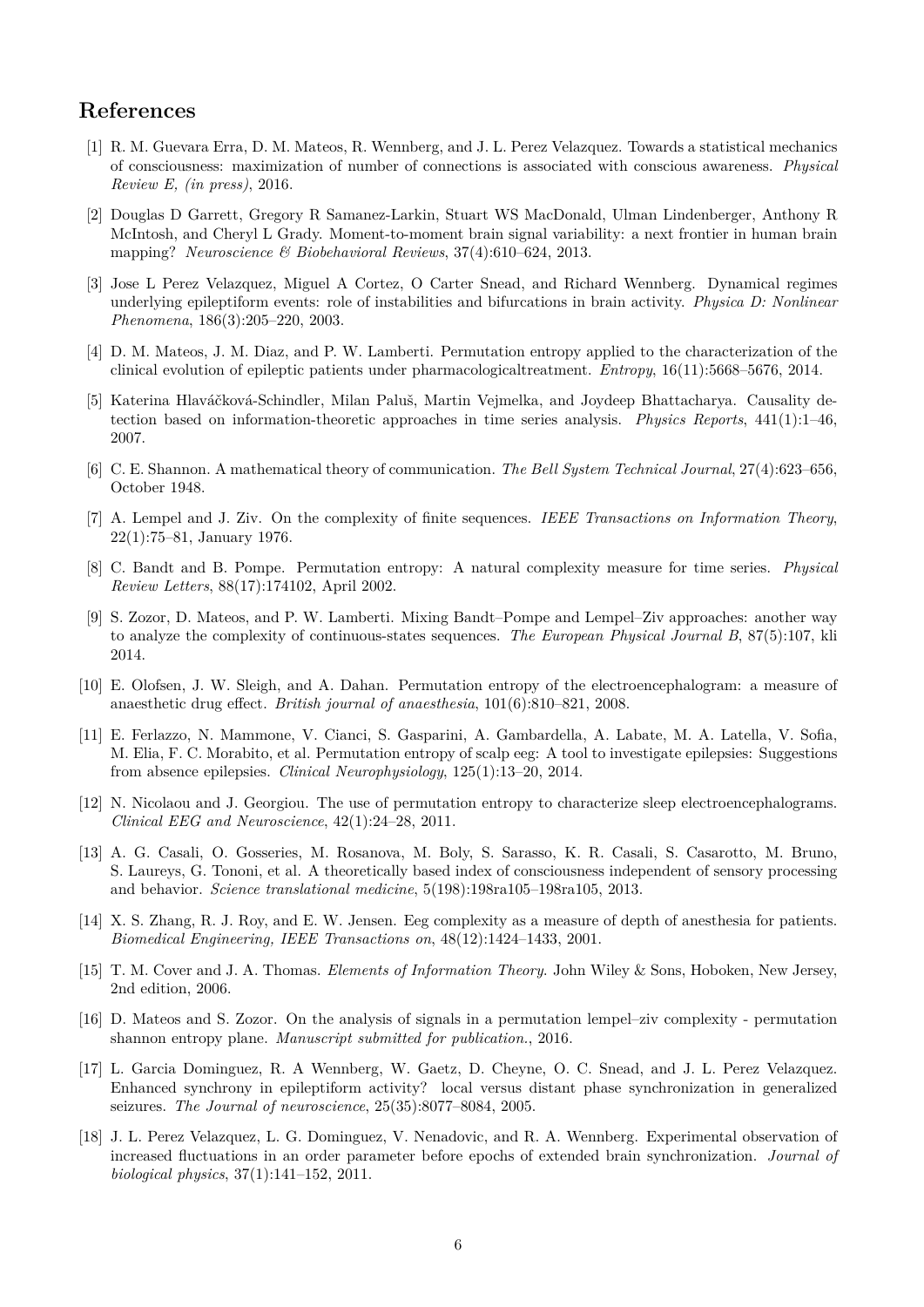## References

[1] R. M. Guevara Erra, D. M. Mateos, R. Wennberg, and J. L. Perez Velazquez. Towards a statistical mechanics of consciousness: maximization of number of connections is associated with conscious awareness. *Physical Review E, (in press)*, 2016.

[2] Douglas D Garrett, Gregory R Samanez-Larkin, Stuart WS MacDonald, Ulman Lindenberger, Anthony R McIntosh, and Cheryl L Grady. Moment-to-moment brain signal variability: a next frontier in human brain mapping? *Neuroscience & Biobehavioral Reviews*, 37(4):610–624, 2013.

[3] Jose L Perez Velazquez, Miguel A Cortez, O Carter Snead, and Richard Wennberg. Dynamical regimes underlying epileptiform events: role of instabilities and bifurcations in brain activity. *Physica D: Nonlinear Phenomena*, 186(3):205–220, 2003.

[4] D. M. Mateos, J. M. Diaz, and P. W. Lamberti. Permutation entropy applied to the characterization of the clinical evolution of epileptic patients under pharmacologicaltreatment. *Entropy*, 16(11):5668–5676, 2014.

[5] Katerina Hlaváčková-Schindler, Milan Paluš, Martin Vejmelka, and Joydeep Bhattacharya. Causality detection based on information-theoretic approaches in time series analysis. *Physics Reports*, 441(1):1–46, 2007.

[6] C. E. Shannon. A mathematical theory of communication. *The Bell System Technical Journal*, 27(4):623–656, October 1948.

[7] A. Lempel and J. Ziv. On the complexity of finite sequences. *IEEE Transactions on Information Theory*, 22(1):75–81, January 1976.

[8] C. Bandt and B. Pompe. Permutation entropy: A natural complexity measure for time series. *Physical Review Letters*, 88(17):174102, April 2002.

[9] S. Zozor, D. Mateos, and P. W. Lamberti. Mixing Bandt–Pompe and Lempel–Ziv approaches: another way to analyze the complexity of continuous-states sequences. *The European Physical Journal B*, 87(5):107, kli 2014.

[10] E. Olofsen, J. W. Sleigh, and A. Dahan. Permutation entropy of the electroencephalogram: a measure of anaesthetic drug effect. *British journal of anaesthesia*, 101(6):810–821, 2008.

[11] E. Ferlazzo, N. Mammone, V. Cianci, S. Gasparini, A. Gambardella, A. Labate, M. A. Latella, V. Sofia, M. Elia, F. C. Morabito, et al. Permutation entropy of scalp eeg: A tool to investigate epilepsies: Suggestions from absence epilepsies. *Clinical Neurophysiology*, 125(1):13–20, 2014.

[12] N. Nicolaou and J. Georgiou. The use of permutation entropy to characterize sleep electroencephalograms. *Clinical EEG and Neuroscience*, 42(1):24–28, 2011.

[13] A. G. Casali, O. Gosseries, M. Rosanova, M. Boly, S. Sarasso, K. R. Casali, S. Casarotto, M. Bruno, S. Laureys, G. Tononi, et al. A theoretically based index of consciousness independent of sensory processing and behavior. *Science translational medicine*, 5(198):198ra105–198ra105, 2013.

[14] X. S. Zhang, R. J. Roy, and E. W. Jensen. Eeg complexity as a measure of depth of anesthesia for patients. *Biomedical Engineering, IEEE Transactions on*, 48(12):1424–1433, 2001.

[15] T. M. Cover and J. A. Thomas. *Elements of Information Theory.* John Wiley & Sons, Hoboken, New Jersey, 2nd edition, 2006.

[16] D. Mateos and S. Zozor. On the analysis of signals in a permutation lempel–ziv complexity - permutation shannon entropy plane. *Manuscript submitted for publication.*, 2016.

[17] L. Garcia Dominguez, R. A Wennberg, W. Gaetz, D. Cheyne, O. C. Snead, and J. L. Perez Velazquez. Enhanced synchrony in epileptiform activity? local versus distant phase synchronization in generalized seizures. *The Journal of neuroscience*, 25(35):8077–8084, 2005.

[18] J. L. Perez Velazquez, L. G. Dominguez, V. Nenadovic, and R. A. Wennberg. Experimental observation of increased fluctuations in an order parameter before epochs of extended brain synchronization. *Journal of biological physics*, 37(1):141–152, 2011.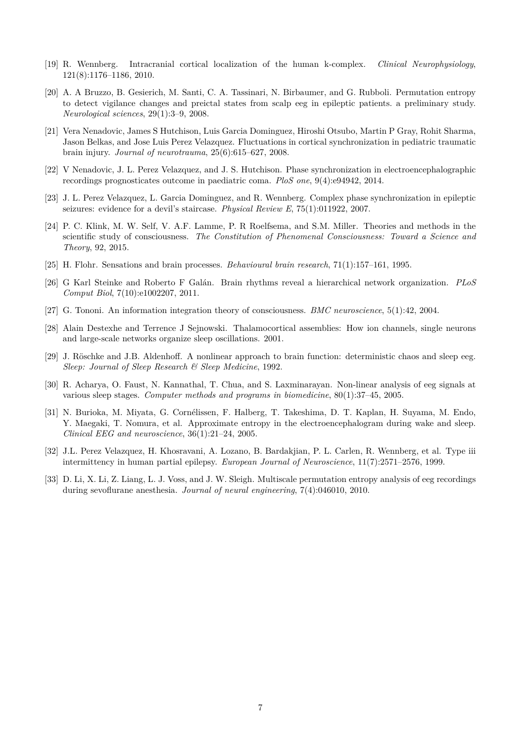[19] R. Wennberg. Intracranial cortical localization of the human k-complex. *Clinical Neurophysiology*, 121(8):1176–1186, 2010.

[20] A. A Bruzzo, B. Gesierich, M. Santi, C. A. Tassinari, N. Birbaumer, and G. Rubboli. Permutation entropy to detect vigilance changes and preictal states from scalp eeg in epileptic patients. a preliminary study. *Neurological sciences*, 29(1):3–9, 2008.

[21] Vera Nenadovic, James S Hutchison, Luis Garcia Dominguez, Hiroshi Otsubo, Martin P Gray, Rohit Sharma, Jason Belkas, and Jose Luis Perez Velazquez. Fluctuations in cortical synchronization in pediatric traumatic brain injury. *Journal of neurotrauma*, 25(6):615–627, 2008.

[22] V Nenadovic, J. L. Perez Velazquez, and J. S. Hutchison. Phase synchronization in electroencephalographic recordings prognosticates outcome in paediatric coma. *PloS one*, 9(4):e94942, 2014.

[23] J. L. Perez Velazquez, L. Garcia Dominguez, and R. Wennberg. Complex phase synchronization in epileptic seizures: evidence for a devil's staircase. *Physical Review E*, 75(1):011922, 2007.

[24] P. C. Klink, M. W. Self, V. A.F. Lamme, P. R Roelfsema, and S.M. Miller. Theories and methods in the scientific study of consciousness. *The Constitution of Phenomenal Consciousness: Toward a Science and Theory*, 92, 2015.

[25] H. Flohr. Sensations and brain processes. *Behavioural brain research*, 71(1):157–161, 1995.

[26] G Karl Steinke and Roberto F Galán. Brain rhythms reveal a hierarchical network organization. *PLoS Comput Biol*, 7(10):e1002207, 2011.

[27] G. Tononi. An information integration theory of consciousness. *BMC neuroscience*, 5(1):42, 2004.

[28] Alain Destexhe and Terrence J Sejnowski. Thalamocortical assemblies: How ion channels, single neurons and large-scale networks organize sleep oscillations. 2001.

[29] J. Röschke and J.B. Aldenhoff. A nonlinear approach to brain function: deterministic chaos and sleep eeg. *Sleep: Journal of Sleep Research & Sleep Medicine*, 1992.

[30] R. Acharya, O. Faust, N. Kannathal, T. Chua, and S. Laxminarayan. Non-linear analysis of eeg signals at various sleep stages. *Computer methods and programs in biomedicine*, 80(1):37–45, 2005.

[31] N. Burioka, M. Miyata, G. Cornélissen, F. Halberg, T. Takeshima, D. T. Kaplan, H. Suyama, M. Endo, Y. Maegaki, T. Nomura, et al. Approximate entropy in the electroencephalogram during wake and sleep. *Clinical EEG and neuroscience*, 36(1):21–24, 2005.

[32] J.L. Perez Velazquez, H. Khosravani, A. Lozano, B. Bardakjian, P. L. Carlen, R. Wennberg, et al. Type iii intermittency in human partial epilepsy. *European Journal of Neuroscience*, 11(7):2571–2576, 1999.

[33] D. Li, X. Li, Z. Liang, L. J. Voss, and J. W. Sleigh. Multiscale permutation entropy analysis of eeg recordings during sevoflurane anesthesia. *Journal of neural engineering*, 7(4):046010, 2010.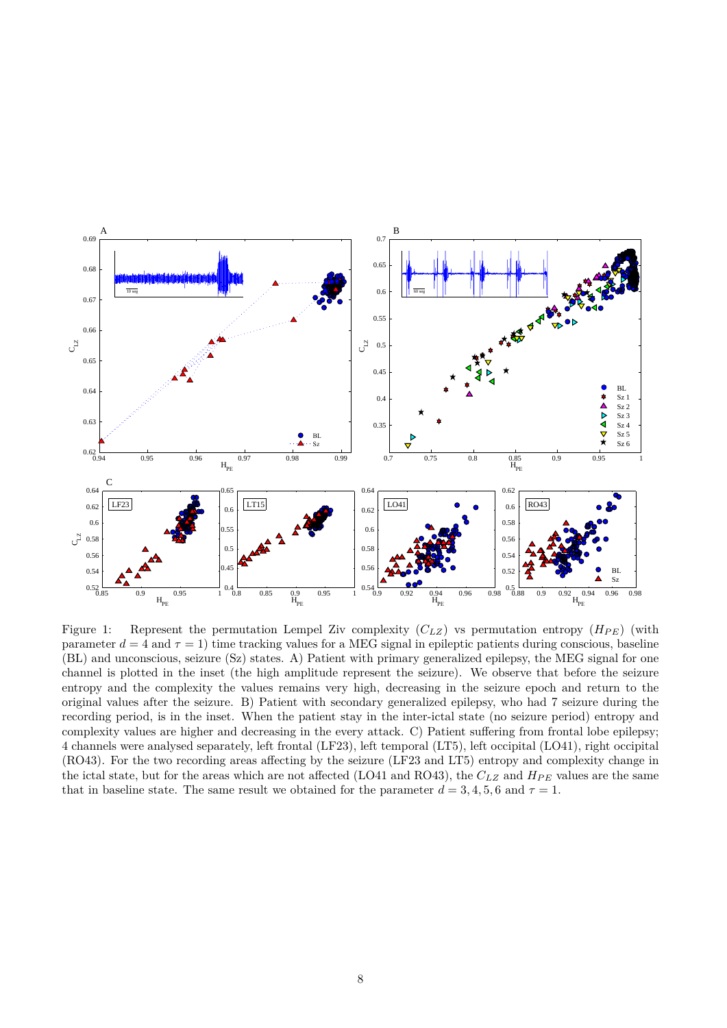Figure 1: Represent the permutation Lempel Ziv complexity ($C_{LZ}$) vs permutation entropy ($H_{PE}$) (with parameter $d = 4$ and $\tau = 1$) time tracking values for a MEG signal in epileptic patients during conscious, baseline (BL) and unconscious, seizure (Sz) states. A) Patient with primary generalized epilepsy, the MEG signal for one channel is plotted in the inset (the high amplitude represent the seizure). We observe that before the seizure entropy and the complexity the values remains very high, decreasing in the seizure epoch and return to the original values after the seizure. B) Patient with secondary generalized epilepsy, who had 7 seizure during the recording period, is in the inset. When the patient stay in the inter-ictal state (no seizure period) entropy and complexity values are higher and decreasing in the every attack. C) Patient suffering from frontal lobe epilepsy; 4 channels were analysed separately, left frontal (LF23), left temporal (LT5), left occipital (LO41), right occipital (RO43). For the two recording areas affecting by the seizure (LF23 and LT5) entropy and complexity change in the ictal state, but for the areas which are not affected (LO41 and RO43), the $C_{LZ}$ and $H_{PE}$ values are the same that in baseline state. The same result we obtained for the parameter $d = 3, 4, 5, 6$ and $\tau = 1$.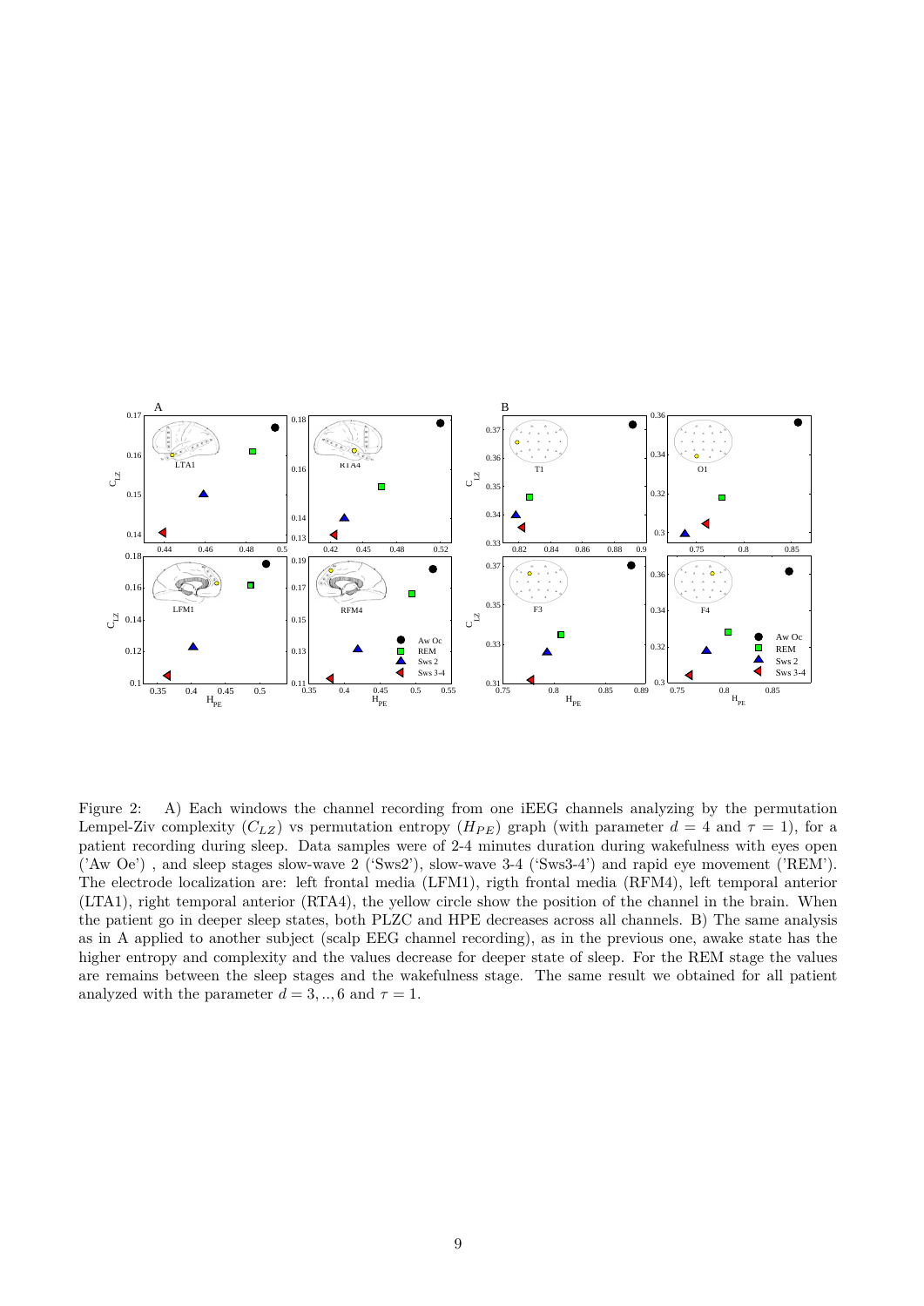A

B

LTA1

RTA4

LFM1

RFM4

T1

O1

F3

F4

$C_{LZ}$

$H_{PE}$

Aw Oc

REM

Sws 2

Sws 3-4

0.17
0.16
0.15
0.14
0.44
0.46
0.48
0.5

0.18
0.16
0.14
0.13
0.42
0.45
0.48
0.52

0.18
0.16
0.14
0.12
0.1
0.35
0.4
0.45
0.5

0.19
0.17
0.15
0.13
0.11
0.35
0.4
0.45
0.5
0.55

0.37
0.36
0.35
0.34
0.33
0.82
0.84
0.86
0.88
0.9

0.36
0.34
0.32
0.3
0.75
0.8
0.85

0.37
0.35
0.33
0.31
0.75
0.8
0.85
0.89

0.36
0.34
0.32
0.3
0.75
0.8
0.85

Figure 2: A) Each windows the channel recording from one iEEG channels analyzing by the permutation Lempel-Ziv complexity ($C_{LZ}$) vs permutation entropy ($H_{PE}$) graph (with parameter $d = 4$ and $\tau = 1$), for a patient recording during sleep. Data samples were of 2-4 minutes duration during wakefulness with eyes open ('Aw Oe') , and sleep stages slow-wave 2 ('Sws2'), slow-wave 3-4 ('Sws3-4') and rapid eye movement ('REM'). The electrode localization are: left frontal media (LFM1), rigth frontal media (RFM4), left temporal anterior (LTA1), right temporal anterior (RTA4), the yellow circle show the position of the channel in the brain. When the patient go in deeper sleep states, both PLZC and HPE decreases across all channels. B) The same analysis as in A applied to another subject (scalp EEG channel recording), as in the previous one, awake state has the higher entropy and complexity and the values decrease for deeper state of sleep. For the REM stage the values are remains between the sleep stages and the wakefulness stage. The same result we obtained for all patient analyzed with the parameter $d = 3, .., 6$ and $\tau = 1$.